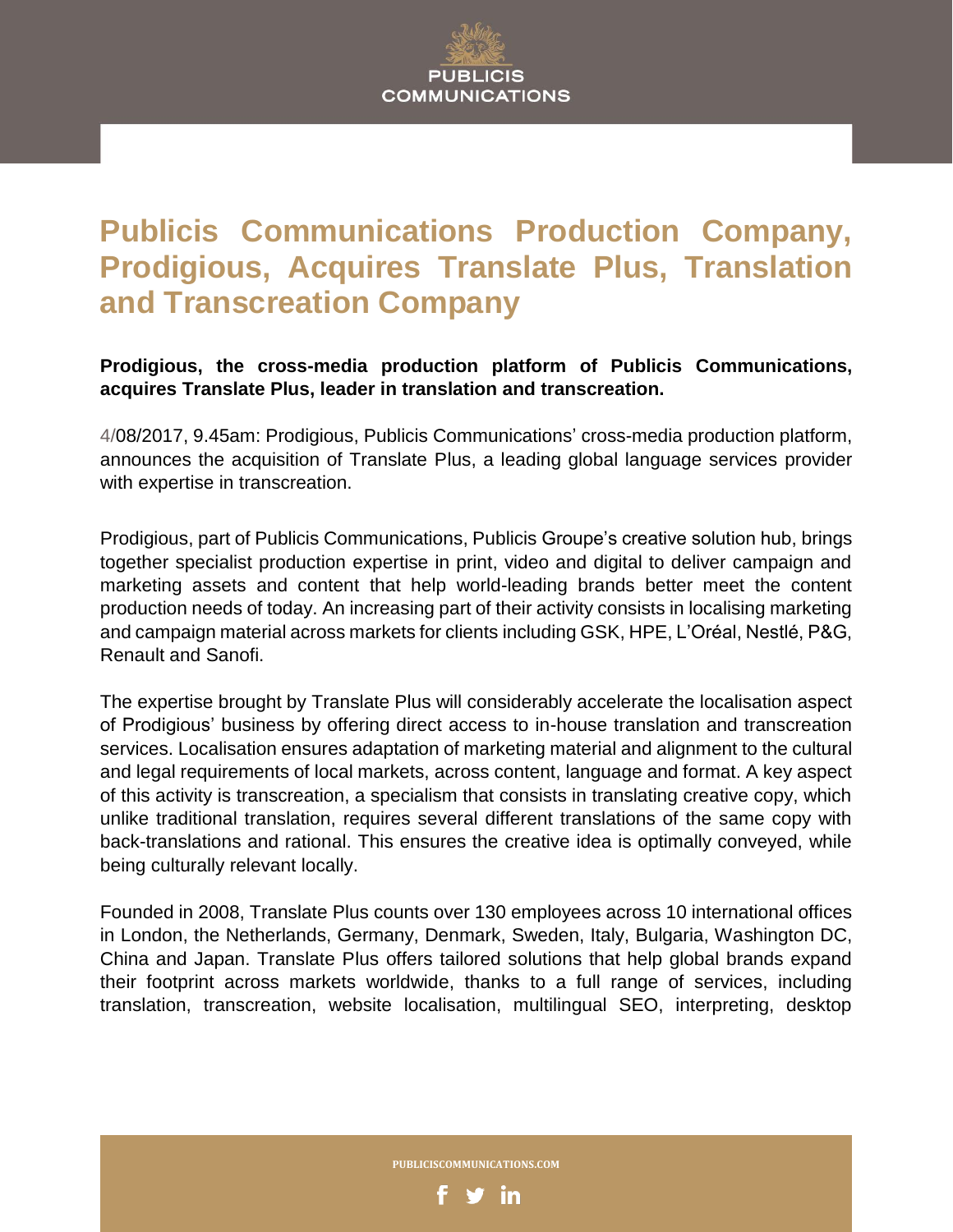# Publicis Communications Production Company, Prodigious, Acquires Translate Plus, Translation and Transcreation Company

**Prodigious, the cross-media production platform of Publicis Communications, acquires Translate Plus, leader in translation and transcreation.**

4/08/2017, 9.45am: Prodigious, Publicis Communications' cross-media production platform, announces the acquisition of Translate Plus, a leading global language services provider with expertise in transcreation.

Prodigious, part of Publicis Communications, Publicis Groupe's creative solution hub, brings together specialist production expertise in print, video and digital to deliver campaign and marketing assets and content that help world-leading brands better meet the content production needs of today. An increasing part of their activity consists in localising marketing and campaign material across markets for clients including GSK, HPE, L'Oréal, Nestlé, P&G, Renault and Sanofi.

The expertise brought by Translate Plus will considerably accelerate the localisation aspect of Prodigious' business by offering direct access to in-house translation and transcreation services. Localisation ensures adaptation of marketing material and alignment to the cultural and legal requirements of local markets, across content, language and format. A key aspect of this activity is transcreation, a specialism that consists in translating creative copy, which unlike traditional translation, requires several different translations of the same copy with back-translations and rational. This ensures the creative idea is optimally conveyed, while being culturally relevant locally.

Founded in 2008, Translate Plus counts over 130 employees across 10 international offices in London, the Netherlands, Germany, Denmark, Sweden, Italy, Bulgaria, Washington DC, China and Japan. Translate Plus offers tailored solutions that help global brands expand their footprint across markets worldwide, thanks to a full range of services, including translation, transcreation, website localisation, multilingual SEO, interpreting, desktop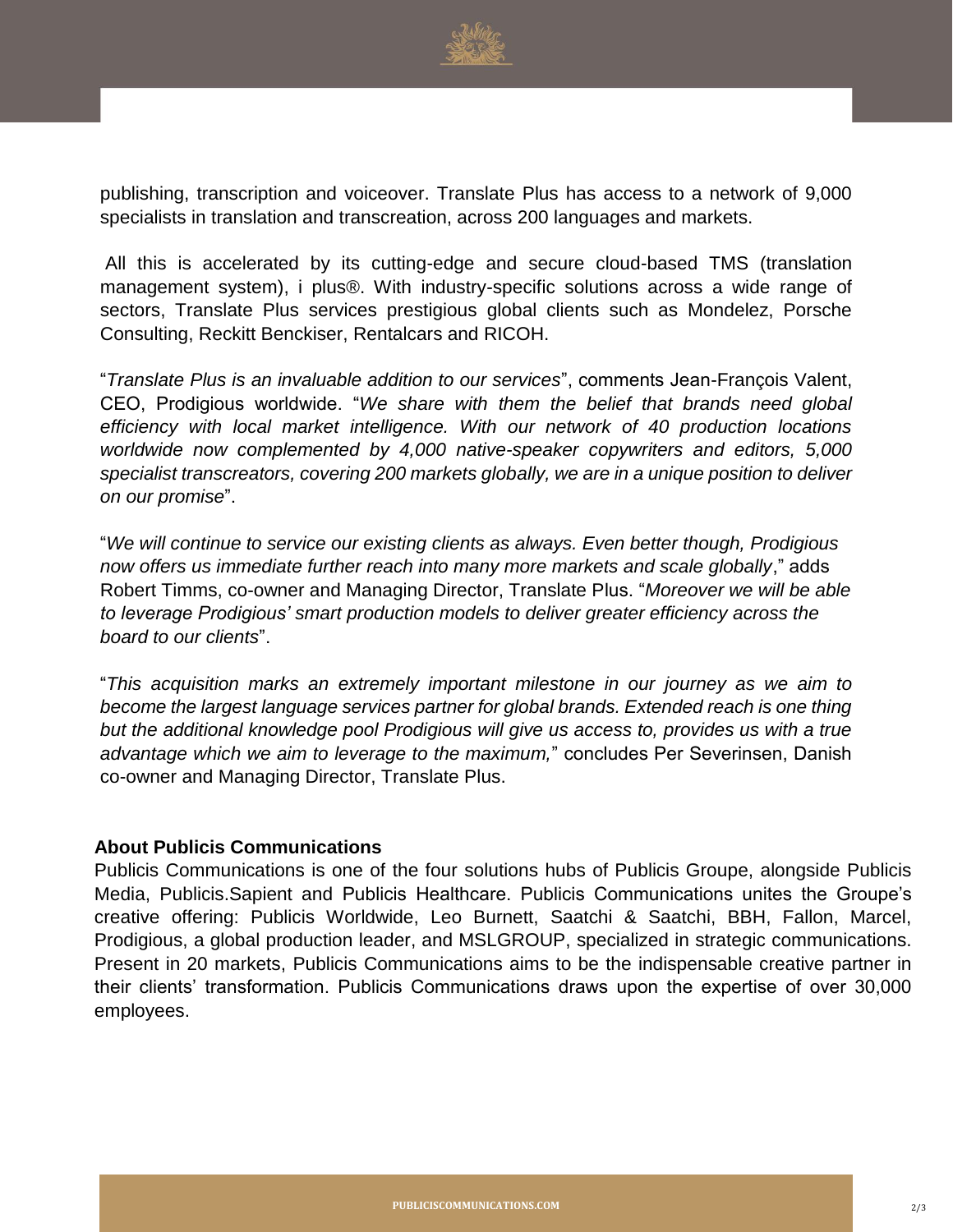publishing, transcription and voiceover. Translate Plus has access to a network of 9,000 specialists in translation and transcreation, across 200 languages and markets.

All this is accelerated by its cutting-edge and secure cloud-based TMS (translation management system), i plus®. With industry-specific solutions across a wide range of sectors, Translate Plus services prestigious global clients such as Mondelez, Porsche Consulting, Reckitt Benckiser, Rentalcars and RICOH.

"*Translate Plus is an invaluable addition to our services*", comments Jean-François Valent, CEO, Prodigious worldwide. "*We share with them the belief that brands need global efficiency with local market intelligence. With our network of 40 production locations worldwide now complemented by 4,000 native-speaker copywriters and editors, 5,000 specialist transcreators, covering 200 markets globally, we are in a unique position to deliver on our promise*".

"*We will continue to service our existing clients as always. Even better though, Prodigious now offers us immediate further reach into many more markets and scale globally*," adds Robert Timms, co-owner and Managing Director, Translate Plus. "*Moreover we will be able to leverage Prodigious' smart production models to deliver greater efficiency across the board to our clients*".

"*This acquisition marks an extremely important milestone in our journey as we aim to become the largest language services partner for global brands. Extended reach is one thing but the additional knowledge pool Prodigious will give us access to, provides us with a true advantage which we aim to leverage to the maximum,*" concludes Per Severinsen, Danish co-owner and Managing Director, Translate Plus.

**About Publicis Communications**

Publicis Communications is one of the four solutions hubs of Publicis Groupe, alongside Publicis Media, Publicis.Sapient and Publicis Healthcare. Publicis Communications unites the Groupe's creative offering: Publicis Worldwide, Leo Burnett, Saatchi & Saatchi, BBH, Fallon, Marcel, Prodigious, a global production leader, and MSLGROUP, specialized in strategic communications. Present in 20 markets, Publicis Communications aims to be the indispensable creative partner in their clients' transformation. Publicis Communications draws upon the expertise of over 30,000 employees.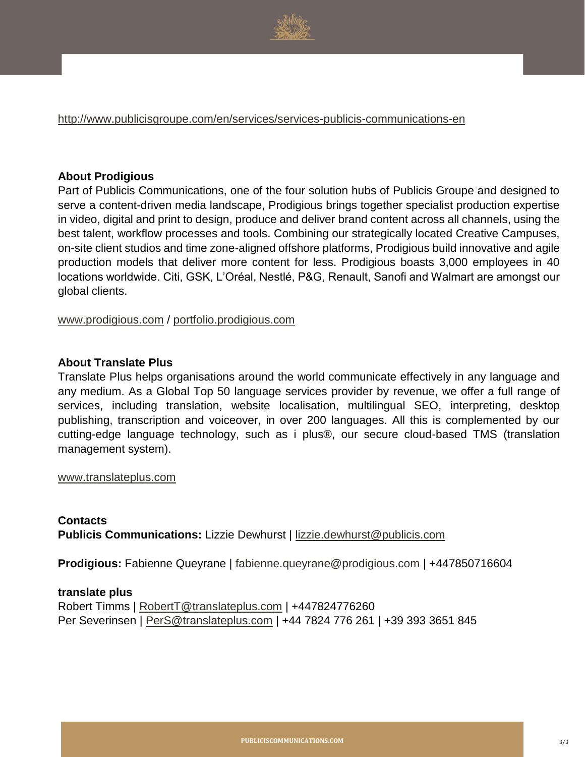http://www.publicisgroupe.com/en/services/services-publicis-communications-en

**About Prodigious**

Part of Publicis Communications, one of the four solution hubs of Publicis Groupe and designed to serve a content-driven media landscape, Prodigious brings together specialist production expertise in video, digital and print to design, produce and deliver brand content across all channels, using the best talent, workflow processes and tools. Combining our strategically located Creative Campuses, on-site client studios and time zone-aligned offshore platforms, Prodigious build innovative and agile production models that deliver more content for less. Prodigious boasts 3,000 employees in 40 locations worldwide. Citi, GSK, L'Oréal, Nestlé, P&G, Renault, Sanofi and Walmart are amongst our global clients.

www.prodigious.com / portfolio.prodigious.com

**About Translate Plus**

Translate Plus helps organisations around the world communicate effectively in any language and any medium. As a Global Top 50 language services provider by revenue, we offer a full range of services, including translation, website localisation, multilingual SEO, interpreting, desktop publishing, transcription and voiceover, in over 200 languages. All this is complemented by our cutting-edge language technology, such as i plus®, our secure cloud-based TMS (translation management system).

www.translateplus.com

**Contacts**

**Publicis Communications:** Lizzie Dewhurst | lizzie.dewhurst@publicis.com

**Prodigious:** Fabienne Queyrane | fabienne.queyrane@prodigious.com | +447850716604

**translate plus**

Robert Timms | RobertT@translateplus.com | +447824776260

Per Severinsen | PerS@translateplus.com | +44 7824 776 261 | +39 393 3651 845